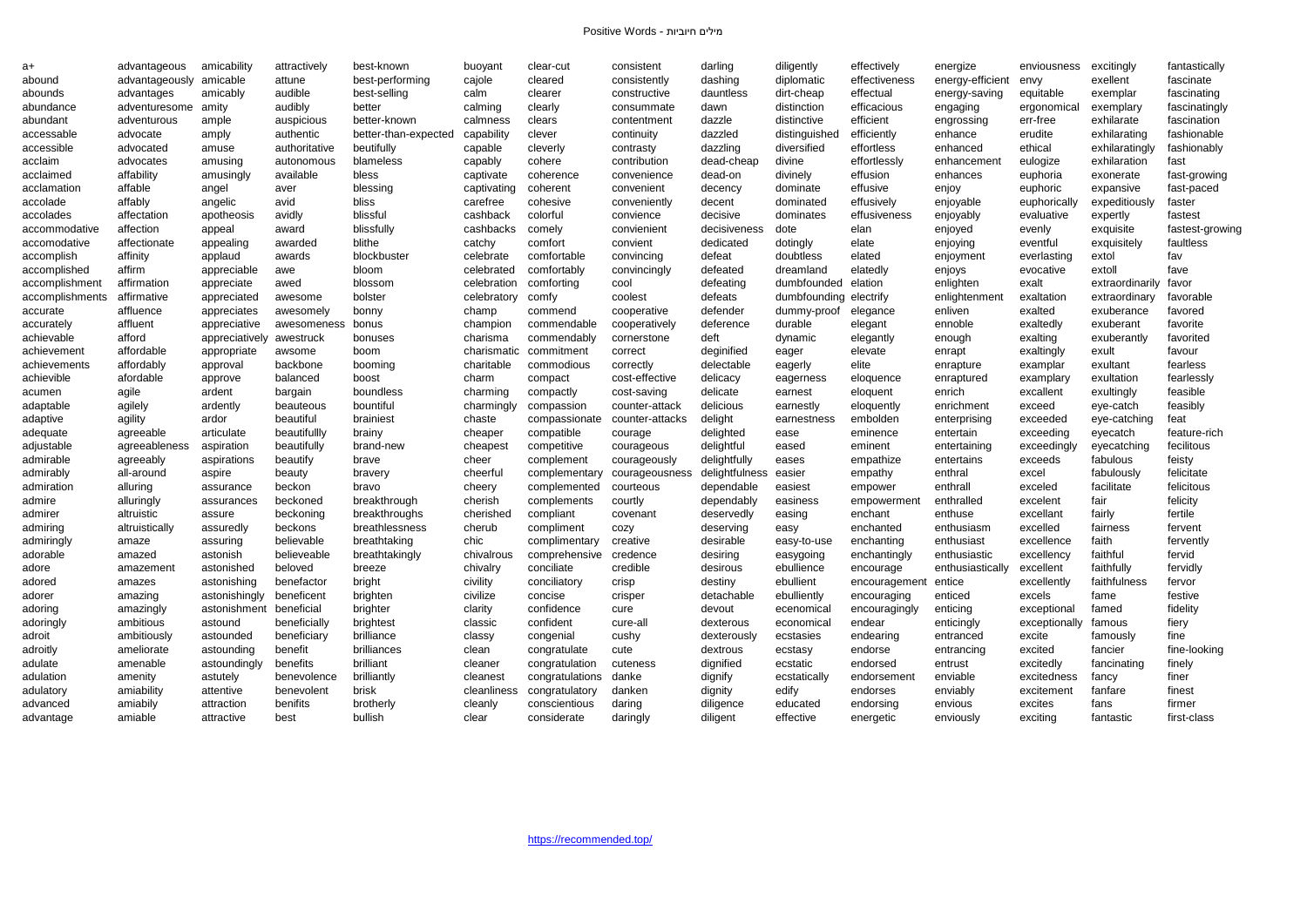# Positive Words - מילים חיוביות

a+
abound
abounds
abundance
abundant
accessable
accessible
acclaim
acclaimed
acclamation
accolade
accolades
accommodative
accomodative
accomplish
accomplished
accomplishment
accomplishments
accurate
accurately
achievable
achievement
achievements
achievible
acumen
adaptable
adaptive
adequate
adjustable
admirable
admirably
admiration
admire
admirer
admiring
admiringly
adorable
adore
adored
adorer
adoring
adoringly
adroit
adroitly
adulate
adulation
adulatory
advanced
advantage
advantageous
advantageously
advantages
adventuresome
adventurous
advocate
advocated
advocates
affability
affable
affably
affectation
affection
affectionate
affinity
affirm
affirmation
affirmative
affluence
affluent
afford
affordable
affordably
afordable
agile
agilely
agility
agreeable
agreeableness
agreeably
all-around
alluring
alluringly
altruistic
altruistically
amaze
amazed
amazement
amazes
amazing
amazingly
ambitious
ambitiously
ameliorate
amenable
amenity
amiability
amiabily
amiable
amicability
amicable
amicably
amity
ample
amply
amuse
amusing
amusingly
angel
angelic
apotheosis
appeal
appealing
applaud
appreciable
appreciate
appreciated
appreciates
appreciative
appreciatively
appropriate
approval
approve
ardent
ardently
ardor
articulate
aspiration
aspirations
aspire
assurance
assurances
assure
assuredly
assuring
astonish
astonished
astonishing
astonishingly
astonishment
astound
astounded
astounding
astoundingly
astutely
attentive
attraction
attractive
attractively
attune
audible
audibly
auspicious
authentic
authoritative
autonomous
available
aver
avid
avidly
award
awarded
awards
awe
awed
awesome
awesomely
awesomeness
awestruck
awsome
backbone
balanced
bargain
beauteous
beautiful
beautifullly
beautifully
beautify
beauty
beckon
beckoned
beckoning
beckons
believable
believeable
beloved
benefactor
beneficent
beneficial
beneficially
beneficiary
benefit
benefits
benevolence
benevolent
benifits
best
best-known
best-performing
best-selling
better
better-known
better-than-expected
beutifully
blameless
bless
blessing
bliss
blissful
blissfully
blithe
blockbuster
bloom
blossom
bolster
bonny
bonus
bonuses
boom
booming
boost
boundless
bountiful
brainiest
brainy
brand-new
brave
bravery
bravo
breakthrough
breakthroughs
breathlessness
breathtaking
breathtakingly
breeze
bright
brighten
brighter
brightest
brilliance
brilliances
brilliant
brilliantly
brisk
brotherly
bullish
buoyant
cajole
calm
calming
calmness
capability
capable
capably
captivate
captivating
carefree
cashback
cashbacks
catchy
celebrate
celebrated
celebration
celebratory
champ
champion
charisma
charismatic
charitable
charm
charming
charmingly
chaste
cheaper
cheapest
cheer
cheerful
cheery
cherish
cherished
cherub
chic
chivalrous
chivalry
civility
civilize
clarity
classic
classy
clean
cleaner
cleanest
cleanliness
cleanly
clear
clear-cut
cleared
clearer
clearly
clears
clever
cleverly
cohere
coherence
coherent
cohesive
colorful
comely
comfort
comfortable
comfortably
comforting
comfy
commend
commendable
commendably
commitment
commodious
compact
compactly
compassion
compassionate
compatible
competitive
complement
complementary
complemented
complements
compliant
compliment
complimentary
comprehensive
conciliate
conciliatory
concise
confidence
confident
congenial
congratulate
congratulation
congratulations
congratulatory
conscientious
considerate
consistent
consistently
constructive
consummate
contentment
continuity
contrasty
contribution
convenience
convenient
conveniently
convience
convienient
convient
convincing
convincingly
cool
coolest
cooperative
cooperatively
cornerstone
correct
correctly
cost-effective
cost-saving
counter-attack
counter-attacks
courage
courageous
courageously
courageousness
courteous
courtly
covenant
cozy
creative
credence
credible
crisp
crisper
cure
cure-all
cushy
cute
cuteness
danke
danken
daring
daringly
darling
dashing
dauntless
dawn
dazzle
dazzled
dazzling
dead-cheap
dead-on
decency
decent
decisive
decisiveness
dedicated
defeat
defeated
defeating
defeats
defender
deference
deft
deginified
delectable
delicacy
delicate
delicious
delight
delighted
delightful
delightfully
delightfulness
dependable
dependably
deservedly
deserving
desirable
desiring
desirous
destiny
detachable
devout
dexterous
dexterously
dextrous
dignified
dignify
dignity
diligence
diligent
diligently
diplomatic
dirt-cheap
distinction
distinctive
distinguished
diversified
divine
divinely
dominate
dominated
dominates
dote
dotingly
doubtless
dreamland
dumbfounded
dumbfounding
dummy-proof
durable
dynamic
eager
eagerly
eagerness
earnest
earnestly
earnestness
ease
eased
eases
easier
easiest
easiness
easing
easy
easy-to-use
easygoing
ebullience
ebullient
ebulliently
ecenomical
economical
ecstasies
ecstasy
ecstatic
ecstatically
edify
educated
effective
effectively
effectiveness
effectual
efficacious
efficient
efficiently
effortless
effortlessly
effusion
effusive
effusively
effusiveness
elan
elate
elated
elatedly
elation
electrify
elegance
elegant
elegantly
elevate
elite
eloquence
eloquent
eloquently
embolden
eminence
eminent
empathize
empathy
empower
empowerment
enchant
enchanted
enchanting
enchantingly
encourage
encouragement
encouraging
encouragingly
endear
endearing
endorse
endorsed
endorsement
endorses
endorsing
energetic
energize
energy-efficient
energy-saving
engaging
engrossing
enhance
enhanced
enhancement
enhances
enjoy
enjoyable
enjoyably
enjoyed
enjoying
enjoyment
enjoys
enlighten
enlightenment
enliven
ennoble
enough
enrapt
enrapture
enraptured
enrich
enrichment
enterprising
entertain
entertaining
entertains
enthral
enthrall
enthralled
enthuse
enthusiasm
enthusiast
enthusiastic
enthusiastically
entice
enticed
enticing
enticingly
entranced
entrancing
entrust
enviable
enviably
envious
enviously
enviousness
envy
equitable
ergonomical
err-free
erudite
ethical
eulogize
euphoria
euphoric
euphorically
evaluative
evenly
eventful
everlasting
evocative
exalt
exaltation
exalted
exaltedly
exalting
exaltingly
examplar
examplary
excallent
exceed
exceeded
exceeding
exceedingly
exceeds
excel
exceled
excelent
excellant
excelled
excellence
excellency
excellent
excellently
excels
exceptional
exceptionally
excite
excited
excitedly
excitedness
excitement
excites
exciting
excitingly
exellent
exemplar
exemplary
exhilarate
exhilarating
exhilaratingly
exhilaration
exonerate
expansive
expeditiously
expertly
exquisite
exquisitely
extol
extoll
extraordinarily
extraordinary
exuberance
exuberant
exuberantly
exult
exultant
exultation
exultingly
eye-catch
eye-catching
eyecatch
eyecatching
fabulous
fabulously
facilitate
fair
fairly
fairness
faith
faithful
faithfully
faithfulness
fame
famed
famous
famously
fancier
fancinating
fancy
fanfare
fans
fantastic
fantastically
fascinate
fascinating
fascinatingly
fascination
fashionable
fashionably
fast
fast-growing
fast-paced
faster
fastest
fastest-growing
faultless
fav
fave
favor
favorable
favored
favorite
favorited
favour
fearless
fearlessly
feasible
feasibly
feat
feature-rich
fecilitous
feisty
felicitate
felicitous
felicity
fertile
fervent
fervently
fervid
fervidly
fervor
festive
fidelity
fiery
fine
fine-looking
finely
finer
finest
firmer
first-class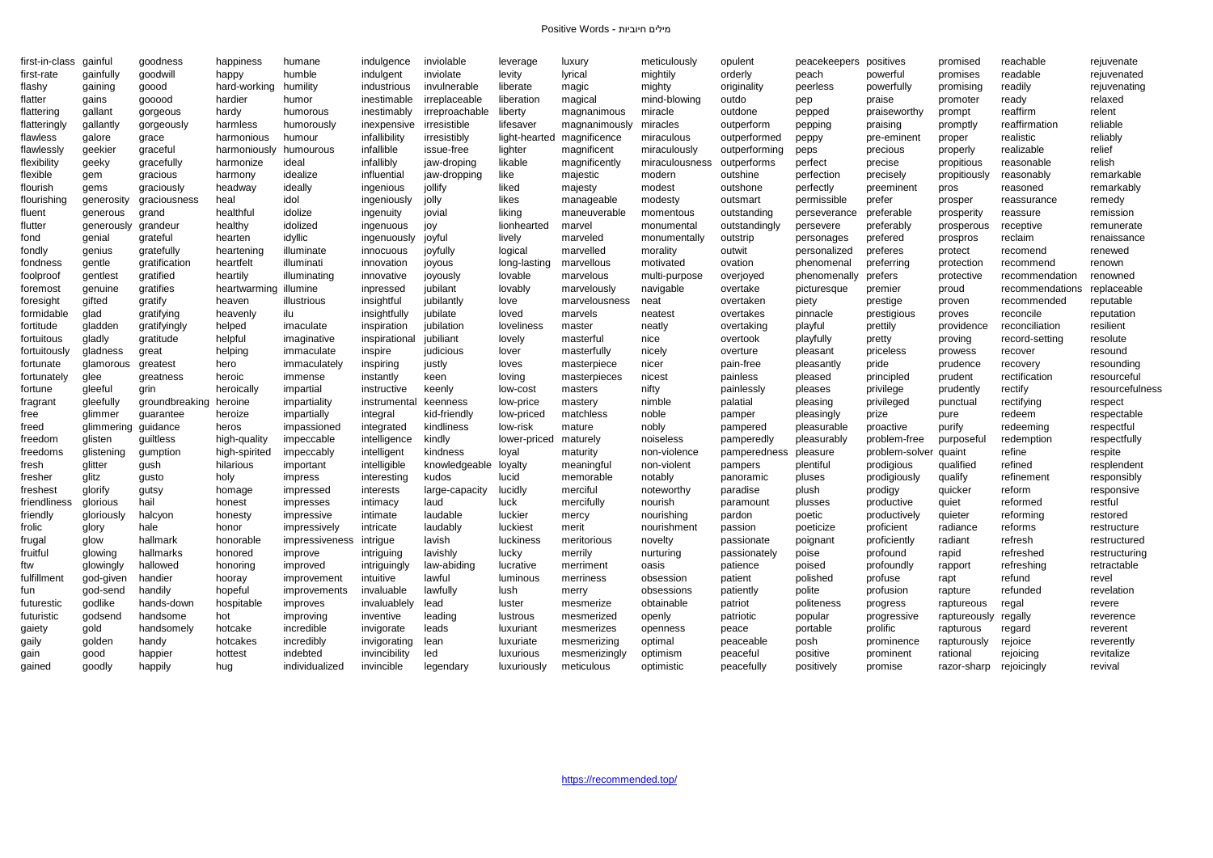- first-in-class
- first-rate
- flashy
- flatter
- flattering
- flatteringly
- flawless
- flawlessly
- flexibility
- flexible
- flourish
- flourishing
- fluent
- flutter
- fond
- fondly
- fondness
- foolproof
- foremost
- foresight
- formidable
- fortitude
- fortuitous
- fortuitously
- fortunate
- fortunately
- fortune
- fragrant
- free
- freed
- freedom
- freedoms
- fresh
- fresher
- freshest
- friendliness
- friendly
- frolic
- frugal
- fruitful
- ftw
- fulfillment
- fun
- futurestic
- futuristic
- gaiety
- gaily
- gain
- gained
- gainful
- gainfully
- gaining
- gains
- gallant
- gallantly
- galore
- geekier
- geeky
- gem
- gems
- generosity
- generous
- generously
- genial
- genius
- gentle
- gentlest
- genuine
- gifted
- glad
- gladden
- gladly
- gladness
- glamorous
- glee
- gleeful
- gleefully
- glimmer
- glimmering
- glisten
- glistening
- glitter
- glitz
- glorify
- glorious
- gloriously
- glory
- glow
- glowing
- glowingly
- god-given
- god-send
- godlike
- godsend
- gold
- golden
- good
- goodly
- goodness
- goodwill
- goood
- gooood
- gorgeous
- gorgeously
- grace
- graceful
- gracefully
- gracious
- graciously
- graciousness
- grand
- grandeur
- grateful
- gratefully
- gratification
- gratified
- gratifies
- gratify
- gratifying
- gratifyingly
- gratitude
- great
- greatest
- greatness
- grin
- groundbreaking
- guarantee
- guidance
- guiltless
- gumption
- gush
- gusto
- gutsy
- hail
- halcyon
- hale
- hallmark
- hallmarks
- hallowed
- handier
- handily
- hands-down
- handsome
- handsomely
- handy
- happier
- happily
- happiness
- happy
- hard-working
- hardier
- hardy
- harmless
- harmonious
- harmoniously
- harmonize
- harmony
- headway
- heal
- healthful
- healthy
- hearten
- heartening
- heartfelt
- heartily
- heartwarming
- heaven
- heavenly
- helped
- helpful
- helping
- hero
- heroic
- heroically
- heroine
- heroize
- heros
- high-quality
- high-spirited
- hilarious
- holy
- homage
- honest
- honesty
- honor
- honorable
- honored
- honoring
- hooray
- hopeful
- hospitable
- hot
- hotcake
- hotcakes
- hottest
- hug
- humane
- humble
- humility
- humor
- humorous
- humorously
- humour
- humourous
- ideal
- idealize
- ideally
- idol
- idolize
- idolized
- idyllic
- illuminate
- illuminati
- illuminating
- illumine
- illustrious
- ilu
- imaculate
- imaginative
- immaculate
- immaculately
- immense
- impartial
- impartiality
- impartially
- impassioned
- impeccable
- impeccably
- important
- impress
- impressed
- impresses
- impressive
- impressively
- impressiveness
- improve
- improved
- improvement
- improvements
- improves
- improving
- incredible
- incredibly
- indebted
- individualized
- indulgence
- indulgent
- industrious
- inestimable
- inestimably
- inexpensive
- infallibility
- infallible
- infallibly
- influential
- ingenious
- ingeniously
- ingenuity
- ingenuous
- ingenuously
- innocuous
- innovation
- innovative
- inpressed
- insightful
- insightfully
- inspiration
- inspirational
- inspire
- inspiring
- instantly
- instructive
- instrumental
- integral
- integrated
- intelligence
- intelligent
- intelligible
- interesting
- interests
- intimacy
- intimate
- intricate
- intrigue
- intriguing
- intriguingly
- intuitive
- invaluable
- invaluablely
- inventive
- invigorate
- invigorating
- invincibility
- invincible
- inviolable
- inviolate
- invulnerable
- irreplaceable
- irreproachable
- irresistible
- irresistibly
- issue-free
- jaw-droping
- jaw-dropping
- jollify
- jolly
- jovial
- joy
- joyful
- joyfully
- joyous
- joyously
- jubilant
- jubilantly
- jubilate
- jubilation
- jubiliant
- judicious
- justly
- keen
- keenly
- keenness
- kid-friendly
- kindliness
- kindly
- kindness
- knowledgeable
- kudos
- large-capacity
- laud
- laudable
- laudably
- lavish
- lavishly
- law-abiding
- lawful
- lawfully
- lead
- leading
- leads
- lean
- led
- legendary
- leverage
- levity
- liberate
- liberation
- liberty
- lifesaver
- light-hearted
- lighter
- likable
- like
- liked
- likes
- liking
- lionhearted
- lively
- logical
- long-lasting
- lovable
- lovably
- love
- loved
- loveliness
- lovely
- lover
- loves
- loving
- low-cost
- low-price
- low-priced
- low-risk
- lower-priced
- loyal
- loyalty
- lucid
- lucidly
- luck
- luckier
- luckiest
- luckiness
- lucky
- lucrative
- luminous
- lush
- luster
- lustrous
- luxuriant
- luxuriate
- luxurious
- luxuriously
- luxury
- lyrical
- magic
- magical
- magnanimous
- magnanimously
- magnificence
- magnificent
- magnificently
- majestic
- majesty
- manageable
- maneuverable
- marvel
- marveled
- marvelled
- marvellous
- marvelous
- marvelously
- marvelousness
- marvels
- master
- masterful
- masterfully
- masterpiece
- masterpieces
- masters
- mastery
- matchless
- mature
- maturely
- maturity
- meaningful
- memorable
- merciful
- mercifully
- mercy
- merit
- meritorious
- merrily
- merriment
- merriness
- merry
- mesmerize
- mesmerized
- mesmerizes
- mesmerizing
- mesmerizingly
- meticulous
- meticulously
- mightily
- mighty
- mind-blowing
- miracle
- miracles
- miraculous
- miraculously
- miraculousness
- modern
- modest
- modesty
- momentous
- monumental
- monumentally
- morality
- motivated
- multi-purpose
- navigable
- neat
- neatest
- neatly
- nice
- nicely
- nicer
- nicest
- nifty
- nimble
- noble
- nobly
- noiseless
- non-violence
- non-violent
- notably
- noteworthy
- nourish
- nourishing
- nourishment
- novelty
- nurturing
- oasis
- obsession
- obsessions
- obtainable
- openly
- openness
- optimal
- optimism
- optimistic
- opulent
- orderly
- originality
- outdo
- outdone
- outperform
- outperformed
- outperforming
- outperforms
- outshine
- outshone
- outsmart
- outstanding
- outstandingly
- outstrip
- outwit
- ovation
- overjoyed
- overtake
- overtaken
- overtakes
- overtaking
- overtook
- overture
- pain-free
- painless
- painlessly
- palatial
- pamper
- pampered
- pamperedly
- pamperedness
- pampers
- panoramic
- paradise
- paramount
- pardon
- passion
- passionate
- passionately
- patience
- patient
- patiently
- patriot
- patriotic
- peace
- peaceable
- peaceful
- peacefully
- peacekeepers
- peach
- peerless
- pep
- pepped
- pepping
- peppy
- peps
- perfect
- perfection
- perfectly
- permissible
- perseverance
- persevere
- personages
- personalized
- phenomenal
- phenomenally
- picturesque
- piety
- pinnacle
- playful
- playfully
- pleasant
- pleasantly
- pleased
- pleases
- pleasing
- pleasingly
- pleasurable
- pleasurably
- pleasure
- plentiful
- pluses
- plush
- plusses
- poetic
- poeticize
- poignant
- poise
- poised
- polished
- polite
- politeness
- popular
- portable
- posh
- positive
- positively
- positives
- powerful
- powerfully
- praise
- praiseworthy
- praising
- pre-eminent
- precious
- precise
- precisely
- preeminent
- prefer
- preferable
- preferably
- prefered
- preferes
- preferring
- prefers
- premier
- prestige
- prestigious
- prettily
- pretty
- priceless
- pride
- principled
- privilege
- privileged
- prize
- proactive
- problem-free
- problem-solver
- prodigious
- prodigiously
- prodigy
- productive
- productively
- proficient
- proficiently
- profound
- profoundly
- profuse
- profusion
- progress
- progressive
- prolific
- prominence
- prominent
- promise
- promised
- promises
- promising
- promoter
- prompt
- promptly
- proper
- properly
- propitious
- propitiously
- pros
- prosper
- prosperity
- prosperous
- prospros
- protect
- protection
- protective
- proud
- proven
- proves
- providence
- proving
- prowess
- prudence
- prudent
- prudently
- punctual
- pure
- purify
- purposeful
- quaint
- qualified
- qualify
- quicker
- quiet
- quieter
- radiance
- radiant
- rapid
- rapport
- rapt
- rapture
- raptureous
- raptureously
- rapturous
- rapturously
- rational
- razor-sharp
- reachable
- readable
- readily
- ready
- reaffirm
- reaffirmation
- realistic
- realizable
- reasonable
- reasonably
- reasoned
- reassurance
- reassure
- receptive
- reclaim
- recomend
- recommend
- recommendation
- recommendations
- recommended
- reconcile
- reconciliation
- record-setting
- recover
- recovery
- rectification
- rectify
- rectifying
- redeem
- redeeming
- redemption
- refine
- refined
- refinement
- reform
- reformed
- reforming
- reforms
- refresh
- refreshed
- refreshing
- refund
- refunded
- regal
- regally
- regard
- rejoice
- rejoicing
- rejoicingly
- rejuvenate
- rejuvenated
- rejuvenating
- relaxed
- relent
- reliable
- reliably
- relief
- relish
- remarkable
- remarkably
- remedy
- remission
- remunerate
- renaissance
- renewed
- renown
- renowned
- replaceable
- reputable
- reputation
- resilient
- resolute
- resound
- resounding
- resourceful
- resourcefulness
- respect
- respectable
- respectful
- respectfully
- respite
- resplendent
- responsibly
- responsive
- restful
- restored
- restructure
- restructured
- restructuring
- retractable
- revel
- revelation
- revere
- reverence
- reverent
- reverently
- revitalize
- revival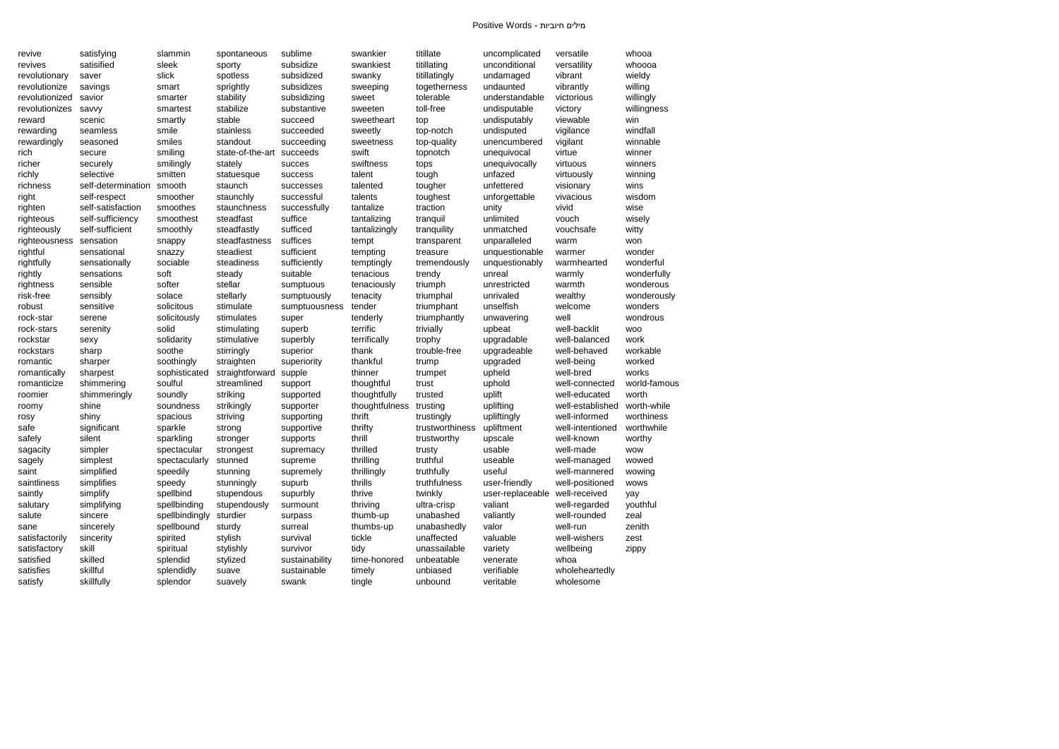revive
revives
revolutionary
revolutionize
revolutionized
revolutionizes
reward
rewarding
rewardingly
rich
richer
richly
richness
right
righten
righteous
righteously
righteousness
rightful
rightfully
rightly
rightness
risk-free
robust
rock-star
rock-stars
rockstar
rockstars
romantic
romantically
romanticize
roomier
roomy
rosy
safe
safely
sagacity
sagely
saint
saintliness
saintly
salutary
salute
sane
satisfactorily
satisfactory
satisfied
satisfies
satisfy
satisfying
satisified
saver
savings
savior
savvy
scenic
seamless
seasoned
secure
securely
selective
self-determination
self-respect
self-satisfaction
self-sufficiency
self-sufficient
sensation
sensational
sensationally
sensations
sensible
sensibly
sensitive
serene
serenity
sexy
sharp
sharper
sharpest
shimmering
shimmeringly
shine
shiny
significant
silent
simpler
simplest
simplified
simplifies
simplify
simplifying
sincere
sincerely
sincerity
skill
skilled
skillful
skillfully
slammin
sleek
slick
smart
smarter
smartest
smartly
smile
smiles
smiling
smilingly
smitten
smooth
smoother
smoothes
smoothest
smoothly
snappy
snazzy
sociable
soft
softer
solace
solicitous
solicitously
solid
solidarity
soothe
soothingly
sophisticated
soulful
soundly
soundness
spacious
sparkle
sparkling
spectacular
spectacularly
speedily
speedy
spellbind
spellbinding
spellbindingly
spellbound
spirited
spiritual
splendid
splendidly
splendor
spontaneous
sporty
spotless
sprightly
stability
stabilize
stable
stainless
standout
state-of-the-art
stately
statuesque
staunch
staunchly
staunchness
steadfast
steadfastly
steadfastness
steadiest
steadiness
steady
stellar
stellarly
stimulate
stimulates
stimulating
stimulative
stirringly
straighten
straightforward
streamlined
striking
strikingly
striving
strong
stronger
strongest
stunned
stunning
stunningly
stupendous
stupendously
sturdier
sturdy
stylish
stylishly
stylized
suave
suavely
sublime
subsidize
subsidized
subsidizes
subsidizing
substantive
succeed
succeeded
succeeding
succeeds
succes
success
successes
successful
successfully
suffice
sufficed
suffices
sufficient
sufficiently
suitable
sumptuous
sumptuously
sumptuousness
super
superb
superbly
superior
superiority
supple
support
supported
supporter
supporting
supportive
supports
supremacy
supreme
supremely
supurb
supurbly
surmount
surpass
surreal
survival
survivor
sustainability
sustainable
swank
swankier
swankiest
swanky
sweeping
sweet
sweeten
sweetheart
sweetly
sweetness
swift
swiftness
talent
talented
talents
tantalize
tantalizing
tantalizingly
tempt
tempting
temptingly
tenacious
tenaciously
tenacity
tender
tenderly
terrific
terrifically
thank
thankful
thinner
thoughtful
thoughtfully
thoughtfulness
thrift
thrifty
thrill
thrilled
thrilling
thrillingly
thrills
thrive
thriving
thumb-up
thumbs-up
tickle
tidy
time-honored
timely
tingle
titillate
titillating
titillatingly
togetherness
tolerable
toll-free
top
top-notch
top-quality
topnotch
tops
tough
tougher
toughest
traction
tranquil
tranquility
transparent
treasure
tremendously
trendy
triumph
triumphal
triumphant
triumphantly
trivially
trophy
trouble-free
trump
trumpet
trust
trusted
trusting
trustingly
trustworthiness
trustworthy
trusty
truthful
truthfully
truthfulness
twinkly
ultra-crisp
unabashed
unabashedly
unaffected
unassailable
unbeatable
unbiased
unbound
uncomplicated
unconditional
undamaged
undaunted
understandable
undisputable
undisputably
undisputed
unencumbered
unequivocal
unequivocally
unfazed
unfettered
unforgettable
unity
unlimited
unmatched
unparalleled
unquestionable
unquestionably
unreal
unrestricted
unrivaled
unselfish
unwavering
upbeat
upgradable
upgradeable
upgraded
upheld
uphold
uplift
uplifting
upliftingly
upliftment
upscale
usable
useable
useful
user-friendly
user-replaceable
valiant
valiantly
valor
valuable
variety
venerate
verifiable
veritable
versatile
versatility
vibrant
vibrantly
victorious
victory
viewable
vigilance
vigilant
virtue
virtuous
virtuously
visionary
vivacious
vivid
vouch
vouchsafe
warm
warmer
warmhearted
warmly
warmth
wealthy
welcome
well
well-backlit
well-balanced
well-behaved
well-being
well-bred
well-connected
well-educated
well-established
well-informed
well-intentioned
well-known
well-made
well-managed
well-mannered
well-positioned
well-received
well-regarded
well-rounded
well-run
well-wishers
wellbeing
whoa
wholeheartedly
wholesome
whooa
whoooa
wieldy
willing
willingly
willingness
win
windfall
winnable
winner
winners
winning
wins
wisdom
wise
wisely
witty
won
wonder
wonderful
wonderfully
wonderous
wonderously
wonders
wondrous
woo
work
workable
worked
works
world-famous
worth
worth-while
worthiness
worthwhile
worthy
wow
wowed
wowing
wows
yay
youthful
zeal
zenith
zest
zippy